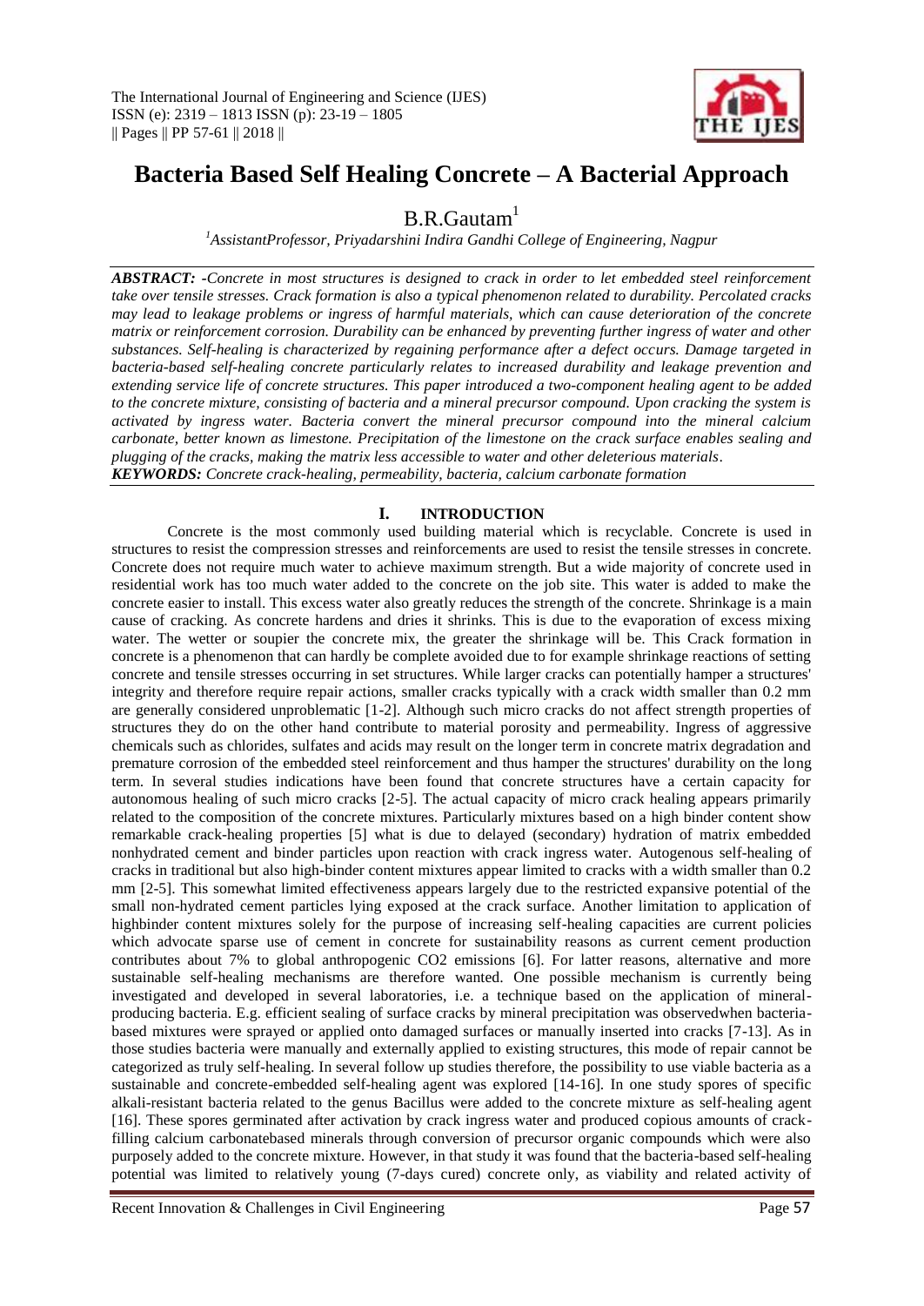# Bacteria Based Self Healing Concrete – A Bacterial Approach

B.R.Gautam[1]

[1]AssistantProfessor, Priyadarshini Indira Gandhi College of Engineering, Nagpur

***ABSTRACT:*** *-Concrete in most structures is designed to crack in order to let embedded steel reinforcement take over tensile stresses. Crack formation is also a typical phenomenon related to durability. Percolated cracks may lead to leakage problems or ingress of harmful materials, which can cause deterioration of the concrete matrix or reinforcement corrosion. Durability can be enhanced by preventing further ingress of water and other substances. Self-healing is characterized by regaining performance after a defect occurs. Damage targeted in bacteria-based self-healing concrete particularly relates to increased durability and leakage prevention and extending service life of concrete structures. This paper introduced a two-component healing agent to be added to the concrete mixture, consisting of bacteria and a mineral precursor compound. Upon cracking the system is activated by ingress water. Bacteria convert the mineral precursor compound into the mineral calcium carbonate, better known as limestone. Precipitation of the limestone on the crack surface enables sealing and plugging of the cracks, making the matrix less accessible to water and other deleterious materials.*

***KEYWORDS:*** *Concrete crack-healing, permeability, bacteria, calcium carbonate formation*

## I. INTRODUCTION

Concrete is the most commonly used building material which is recyclable. Concrete is used in structures to resist the compression stresses and reinforcements are used to resist the tensile stresses in concrete. Concrete does not require much water to achieve maximum strength. But a wide majority of concrete used in residential work has too much water added to the concrete on the job site. This water is added to make the concrete easier to install. This excess water also greatly reduces the strength of the concrete. Shrinkage is a main cause of cracking. As concrete hardens and dries it shrinks. This is due to the evaporation of excess mixing water. The wetter or soupier the concrete mix, the greater the shrinkage will be. This Crack formation in concrete is a phenomenon that can hardly be complete avoided due to for example shrinkage reactions of setting concrete and tensile stresses occurring in set structures. While larger cracks can potentially hamper a structures' integrity and therefore require repair actions, smaller cracks typically with a crack width smaller than 0.2 mm are generally considered unproblematic [1-2]. Although such micro cracks do not affect strength properties of structures they do on the other hand contribute to material porosity and permeability. Ingress of aggressive chemicals such as chlorides, sulfates and acids may result on the longer term in concrete matrix degradation and premature corrosion of the embedded steel reinforcement and thus hamper the structures' durability on the long term. In several studies indications have been found that concrete structures have a certain capacity for autonomous healing of such micro cracks [2-5]. The actual capacity of micro crack healing appears primarily related to the composition of the concrete mixtures. Particularly mixtures based on a high binder content show remarkable crack-healing properties [5] what is due to delayed (secondary) hydration of matrix embedded nonhydrated cement and binder particles upon reaction with crack ingress water. Autogenous self-healing of cracks in traditional but also high-binder content mixtures appear limited to cracks with a width smaller than 0.2 mm [2-5]. This somewhat limited effectiveness appears largely due to the restricted expansive potential of the small non-hydrated cement particles lying exposed at the crack surface. Another limitation to application of highbinder content mixtures solely for the purpose of increasing self-healing capacities are current policies which advocate sparse use of cement in concrete for sustainability reasons as current cement production contributes about 7% to global anthropogenic $CO_2$ emissions [6]. For latter reasons, alternative and more sustainable self-healing mechanisms are therefore wanted. One possible mechanism is currently being investigated and developed in several laboratories, i.e. a technique based on the application of mineral-producing bacteria. E.g. efficient sealing of surface cracks by mineral precipitation was observedwhen bacteria-based mixtures were sprayed or applied onto damaged surfaces or manually inserted into cracks [7-13]. As in those studies bacteria were manually and externally applied to existing structures, this mode of repair cannot be categorized as truly self-healing. In several follow up studies therefore, the possibility to use viable bacteria as a sustainable and concrete-embedded self-healing agent was explored [14-16]. In one study spores of specific alkali-resistant bacteria related to the genus Bacillus were added to the concrete mixture as self-healing agent [16]. These spores germinated after activation by crack ingress water and produced copious amounts of crack-filling calcium carbonatebased minerals through conversion of precursor organic compounds which were also purposely added to the concrete mixture. However, in that study it was found that the bacteria-based self-healing potential was limited to relatively young (7-days cured) concrete only, as viability and related activity of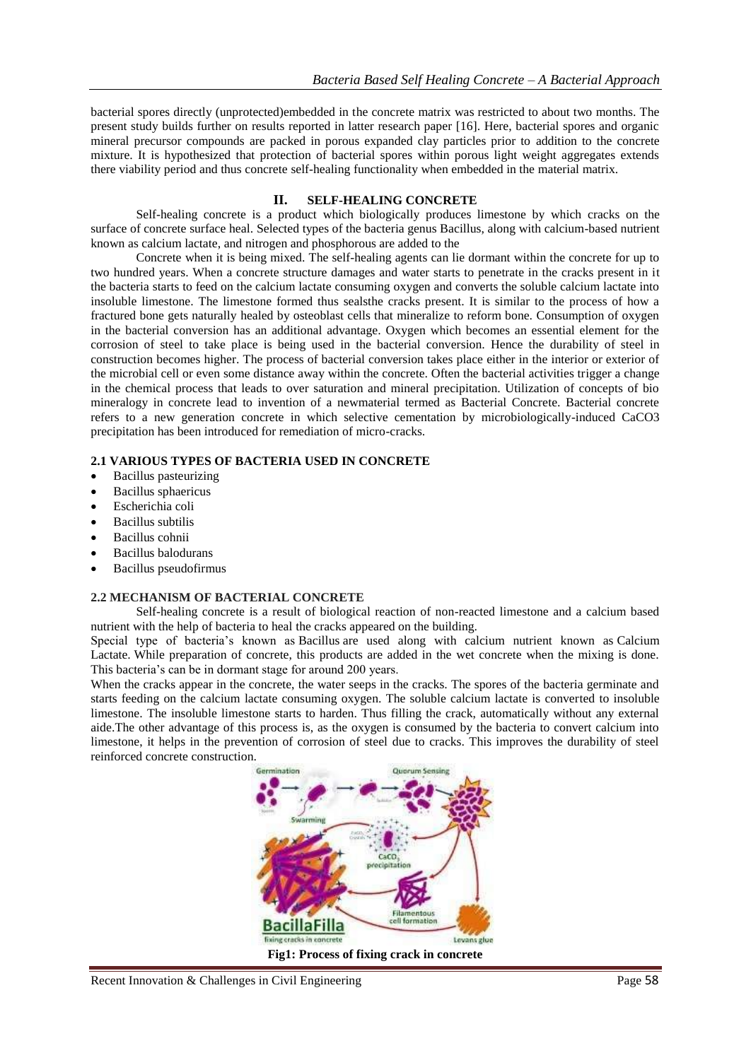bacterial spores directly (unprotected)embedded in the concrete matrix was restricted to about two months. The present study builds further on results reported in latter research paper [16]. Here, bacterial spores and organic mineral precursor compounds are packed in porous expanded clay particles prior to addition to the concrete mixture. It is hypothesized that protection of bacterial spores within porous light weight aggregates extends there viability period and thus concrete self-healing functionality when embedded in the material matrix.

## II. SELF-HEALING CONCRETE

Self-healing concrete is a product which biologically produces limestone by which cracks on the surface of concrete surface heal. Selected types of the bacteria genus Bacillus, along with calcium-based nutrient known as calcium lactate, and nitrogen and phosphorous are added to the

Concrete when it is being mixed. The self-healing agents can lie dormant within the concrete for up to two hundred years. When a concrete structure damages and water starts to penetrate in the cracks present in it the bacteria starts to feed on the calcium lactate consuming oxygen and converts the soluble calcium lactate into insoluble limestone. The limestone formed thus sealsthe cracks present. It is similar to the process of how a fractured bone gets naturally healed by osteoblast cells that mineralize to reform bone. Consumption of oxygen in the bacterial conversion has an additional advantage. Oxygen which becomes an essential element for the corrosion of steel to take place is being used in the bacterial conversion. Hence the durability of steel in construction becomes higher. The process of bacterial conversion takes place either in the interior or exterior of the microbial cell or even some distance away within the concrete. Often the bacterial activities trigger a change in the chemical process that leads to over saturation and mineral precipitation. Utilization of concepts of bio mineralogy in concrete lead to invention of a newmaterial termed as Bacterial Concrete. Bacterial concrete refers to a new generation concrete in which selective cementation by microbiologically-induced $CaCO_3$ precipitation has been introduced for remediation of micro-cracks.

### 2.1 VARIOUS TYPES OF BACTERIA USED IN CONCRETE

- Bacillus pasteurizing
- Bacillus sphaericus
- Escherichia coli
- Bacillus subtilis
- Bacillus cohnii
- Bacillus balodurans
- Bacillus pseudofirmus

### 2.2 MECHANISM OF BACTERIAL CONCRETE

Self-healing concrete is a result of biological reaction of non-reacted limestone and a calcium based nutrient with the help of bacteria to heal the cracks appeared on the building.

Special type of bacteria's known as Bacillus are used along with calcium nutrient known as Calcium Lactate. While preparation of concrete, this products are added in the wet concrete when the mixing is done. This bacteria's can be in dormant stage for around 200 years.

When the cracks appear in the concrete, the water seeps in the cracks. The spores of the bacteria germinate and starts feeding on the calcium lactate consuming oxygen. The soluble calcium lactate is converted to insoluble limestone. The insoluble limestone starts to harden. Thus filling the crack, automatically without any external aide.The other advantage of this process is, as the oxygen is consumed by the bacteria to convert calcium into limestone, it helps in the prevention of corrosion of steel due to cracks. This improves the durability of steel reinforced concrete construction.

**Fig1: Process of fixing crack in concrete**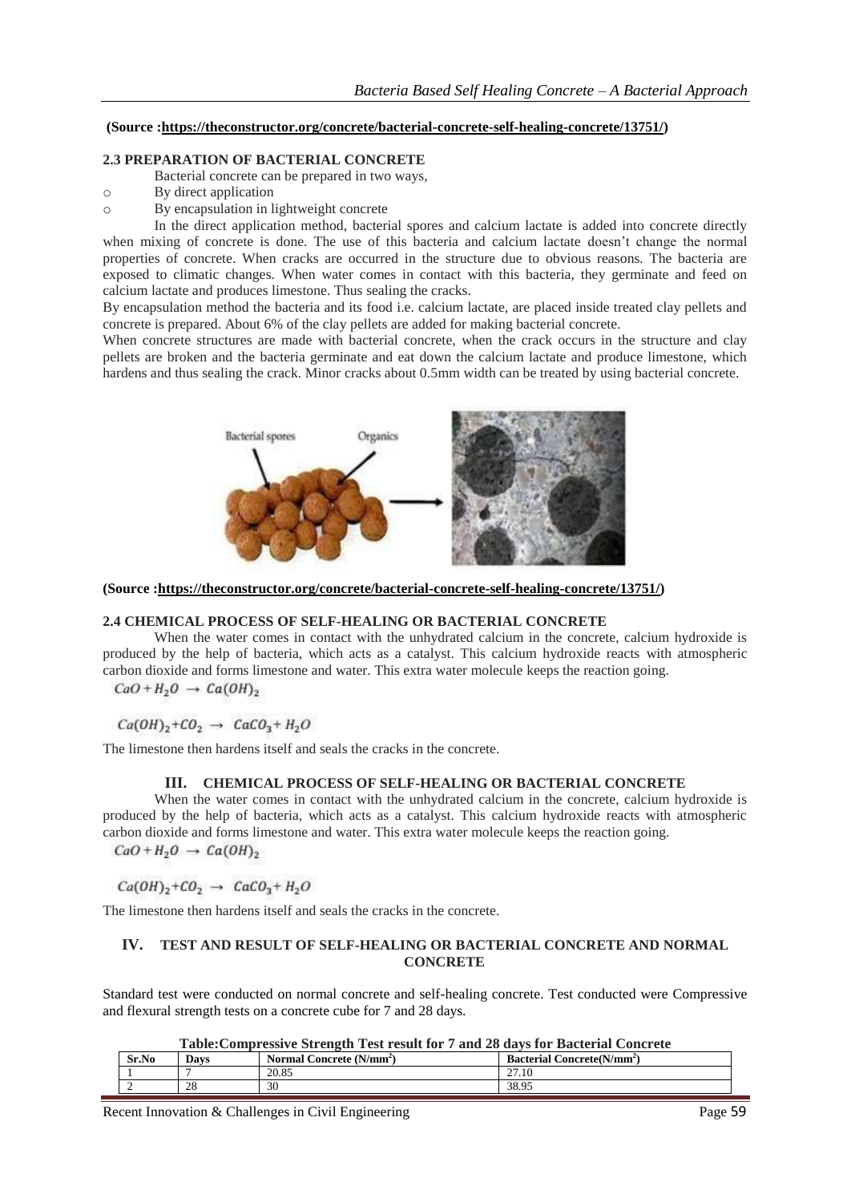**(Source :https://theconstructor.org/concrete/bacterial-concrete-self-healing-concrete/13751/)**

### 2.3 PREPARATION OF BACTERIAL CONCRETE

Bacterial concrete can be prepared in two ways,

- By direct application
- By encapsulation in lightweight concrete

In the direct application method, bacterial spores and calcium lactate is added into concrete directly when mixing of concrete is done. The use of this bacteria and calcium lactate doesn't change the normal properties of concrete. When cracks are occurred in the structure due to obvious reasons. The bacteria are exposed to climatic changes. When water comes in contact with this bacteria, they germinate and feed on calcium lactate and produces limestone. Thus sealing the cracks.

By encapsulation method the bacteria and its food i.e. calcium lactate, are placed inside treated clay pellets and concrete is prepared. About 6% of the clay pellets are added for making bacterial concrete.

When concrete structures are made with bacterial concrete, when the crack occurs in the structure and clay pellets are broken and the bacteria germinate and eat down the calcium lactate and produce limestone, which hardens and thus sealing the crack. Minor cracks about 0.5mm width can be treated by using bacterial concrete.

**(Source :https://theconstructor.org/concrete/bacterial-concrete-self-healing-concrete/13751/)**

### 2.4 CHEMICAL PROCESS OF SELF-HEALING OR BACTERIAL CONCRETE

When the water comes in contact with the unhydrated calcium in the concrete, calcium hydroxide is produced by the help of bacteria, which acts as a catalyst. This calcium hydroxide reacts with atmospheric carbon dioxide and forms limestone and water. This extra water molecule keeps the reaction going.

$$CaO + H_2O \rightarrow Ca(OH)_2$$

$$Ca(OH)_2 + CO_2 \rightarrow CaCO_3 + H_2O$$

The limestone then hardens itself and seals the cracks in the concrete.

## III. CHEMICAL PROCESS OF SELF-HEALING OR BACTERIAL CONCRETE

When the water comes in contact with the unhydrated calcium in the concrete, calcium hydroxide is produced by the help of bacteria, which acts as a catalyst. This calcium hydroxide reacts with atmospheric carbon dioxide and forms limestone and water. This extra water molecule keeps the reaction going.

$$CaO + H_2O \rightarrow Ca(OH)_2$$

$$Ca(OH)_2 + CO_2 \rightarrow CaCO_3 + H_2O$$

The limestone then hardens itself and seals the cracks in the concrete.

## IV. TEST AND RESULT OF SELF-HEALING OR BACTERIAL CONCRETE AND NORMAL CONCRETE

Standard test were conducted on normal concrete and self-healing concrete. Test conducted were Compressive and flexural strength tests on a concrete cube for 7 and 28 days.

**Table:Compressive Strength Test result for 7 and 28 days for Bacterial Concrete**

| Sr.No | Days | Normal Concrete ($N/mm^2$) | Bacterial Concrete($N/mm^2$) |
|---|---|---|---|
| 1 | 7 | 20.85 | 27.10 |
| 2 | 28 | 30 | 38.95 |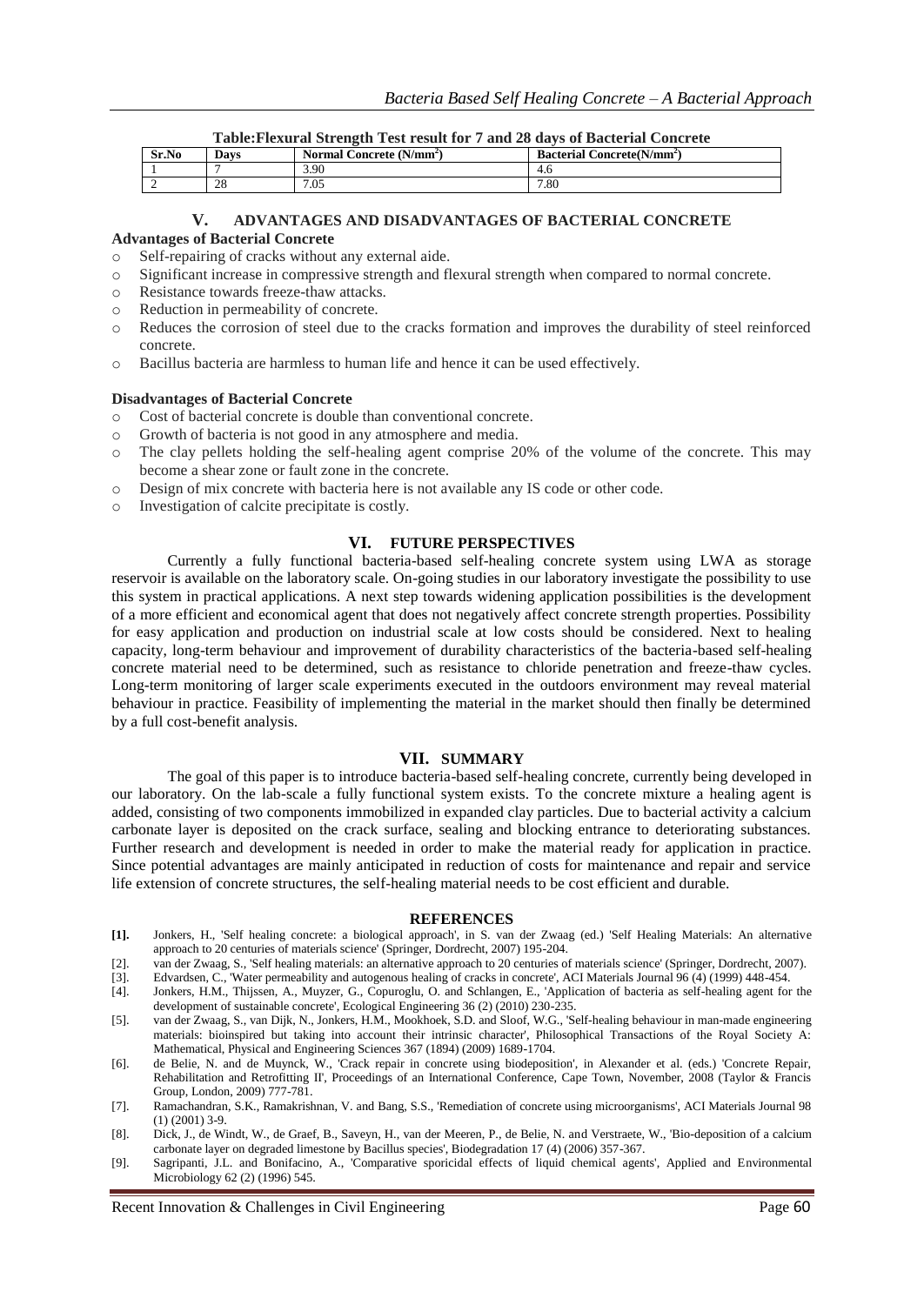**Table:Flexural Strength Test result for 7 and 28 days of Bacterial Concrete**

| Sr.No | Days | Normal Concrete ($N/mm^2$) | Bacterial Concrete($N/mm^2$) |
|---|---|---|---|
| 1 | 7 | 3.90 | 4.6 |
| 2 | 28 | 7.05 | 7.80 |

## V. ADVANTAGES AND DISADVANTAGES OF BACTERIAL CONCRETE

**Advantages of Bacterial Concrete**

- Self-repairing of cracks without any external aide.
- Significant increase in compressive strength and flexural strength when compared to normal concrete.
- Resistance towards freeze-thaw attacks.
- Reduction in permeability of concrete.
- Reduces the corrosion of steel due to the cracks formation and improves the durability of steel reinforced concrete.
- Bacillus bacteria are harmless to human life and hence it can be used effectively.

**Disadvantages of Bacterial Concrete**

- Cost of bacterial concrete is double than conventional concrete.
- Growth of bacteria is not good in any atmosphere and media.
- The clay pellets holding the self-healing agent comprise 20% of the volume of the concrete. This may become a shear zone or fault zone in the concrete.
- Design of mix concrete with bacteria here is not available any IS code or other code.
- Investigation of calcite precipitate is costly.

## VI. FUTURE PERSPECTIVES

Currently a fully functional bacteria-based self-healing concrete system using LWA as storage reservoir is available on the laboratory scale. On-going studies in our laboratory investigate the possibility to use this system in practical applications. A next step towards widening application possibilities is the development of a more efficient and economical agent that does not negatively affect concrete strength properties. Possibility for easy application and production on industrial scale at low costs should be considered. Next to healing capacity, long-term behaviour and improvement of durability characteristics of the bacteria-based self-healing concrete material need to be determined, such as resistance to chloride penetration and freeze-thaw cycles. Long-term monitoring of larger scale experiments executed in the outdoors environment may reveal material behaviour in practice. Feasibility of implementing the material in the market should then finally be determined by a full cost-benefit analysis.

## VII. SUMMARY

The goal of this paper is to introduce bacteria-based self-healing concrete, currently being developed in our laboratory. On the lab-scale a fully functional system exists. To the concrete mixture a healing agent is added, consisting of two components immobilized in expanded clay particles. Due to bacterial activity a calcium carbonate layer is deposited on the crack surface, sealing and blocking entrance to deteriorating substances. Further research and development is needed in order to make the material ready for application in practice. Since potential advantages are mainly anticipated in reduction of costs for maintenance and repair and service life extension of concrete structures, the self-healing material needs to be cost efficient and durable.

## REFERENCES

[1]. Jonkers, H., 'Self healing concrete: a biological approach', in S. van der Zwaag (ed.) 'Self Healing Materials: An alternative approach to 20 centuries of materials science' (Springer, Dordrecht, 2007) 195-204.

[2]. van der Zwaag, S., 'Self healing materials: an alternative approach to 20 centuries of materials science' (Springer, Dordrecht, 2007).

[3]. Edvardsen, C., 'Water permeability and autogenous healing of cracks in concrete', ACI Materials Journal 96 (4) (1999) 448-454.

[4]. Jonkers, H.M., Thijssen, A., Muyzer, G., Copuroglu, O. and Schlangen, E., 'Application of bacteria as self-healing agent for the development of sustainable concrete', Ecological Engineering 36 (2) (2010) 230-235.

[5]. van der Zwaag, S., van Dijk, N., Jonkers, H.M., Mookhoek, S.D. and Sloof, W.G., 'Self-healing behaviour in man-made engineering materials: bioinspired but taking into account their intrinsic character', Philosophical Transactions of the Royal Society A: Mathematical, Physical and Engineering Sciences 367 (1894) (2009) 1689-1704.

[6]. de Belie, N. and de Muynck, W., 'Crack repair in concrete using biodeposition', in Alexander et al. (eds.) 'Concrete Repair, Rehabilitation and Retrofitting II', Proceedings of an International Conference, Cape Town, November, 2008 (Taylor & Francis Group, London, 2009) 777-781.

[7]. Ramachandran, S.K., Ramakrishnan, V. and Bang, S.S., 'Remediation of concrete using microorganisms', ACI Materials Journal 98 (1) (2001) 3-9.

[8]. Dick, J., de Windt, W., de Graef, B., Saveyn, H., van der Meeren, P., de Belie, N. and Verstraete, W., 'Bio-deposition of a calcium carbonate layer on degraded limestone by Bacillus species', Biodegradation 17 (4) (2006) 357-367.

[9]. Sagripanti, J.L. and Bonifacino, A., 'Comparative sporicidal effects of liquid chemical agents', Applied and Environmental Microbiology 62 (2) (1996) 545.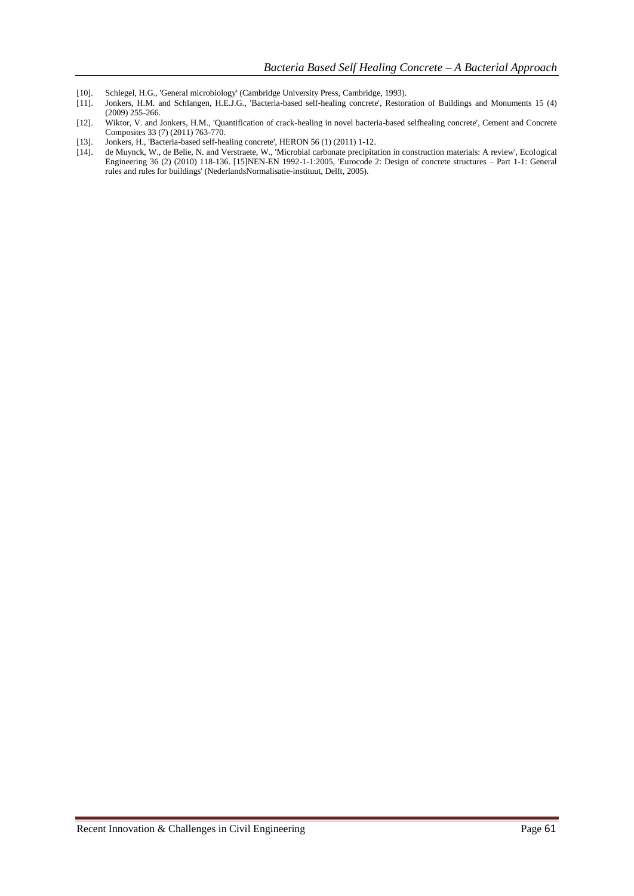[10]. Schlegel, H.G., 'General microbiology' (Cambridge University Press, Cambridge, 1993).

[11]. Jonkers, H.M. and Schlangen, H.E.J.G., 'Bacteria-based self-healing concrete', Restoration of Buildings and Monuments 15 (4) (2009) 255-266.

[12]. Wiktor, V. and Jonkers, H.M., 'Quantification of crack-healing in novel bacteria-based selfhealing concrete', Cement and Concrete Composites 33 (7) (2011) 763-770.

[13]. Jonkers, H., 'Bacteria-based self-healing concrete', HERON 56 (1) (2011) 1-12.

[14]. de Muynck, W., de Belie, N. and Verstraete, W., 'Microbial carbonate precipitation in construction materials: A review', Ecological Engineering 36 (2) (2010) 118-136. [15]NEN-EN 1992-1-1:2005, 'Eurocode 2: Design of concrete structures – Part 1-1: General rules and rules for buildings' (NederlandsNormalisatie-instituut, Delft, 2005).